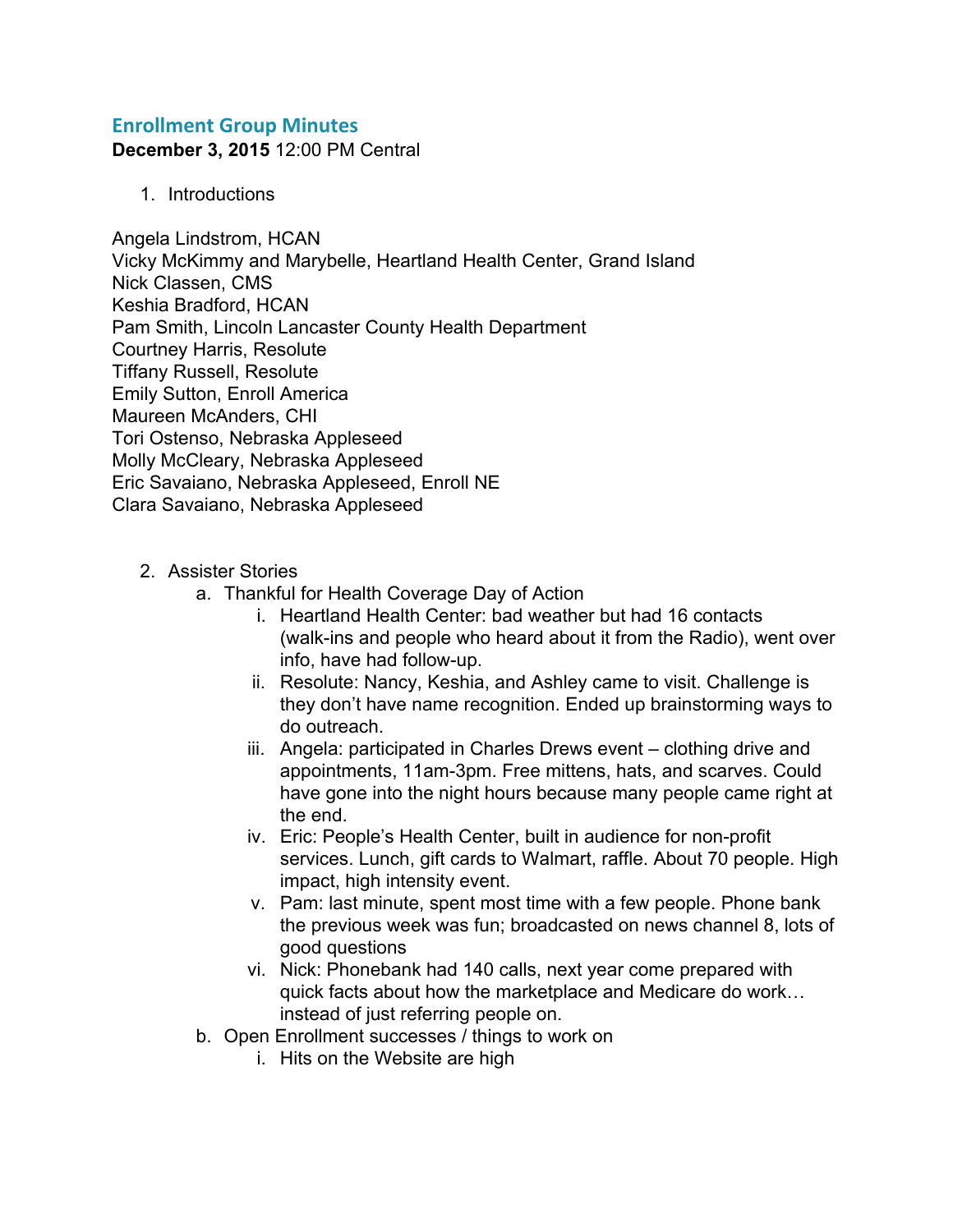## Enrollment Group Minutes

**December 3, 2015** 12:00 PM Central

1. Introductions

Angela Lindstrom, HCAN
Vicky McKimmy and Marybelle, Heartland Health Center, Grand Island
Nick Classen, CMS
Keshia Bradford, HCAN
Pam Smith, Lincoln Lancaster County Health Department
Courtney Harris, Resolute
Tiffany Russell, Resolute
Emily Sutton, Enroll America
Maureen McAnders, CHI
Tori Ostenso, Nebraska Appleseed
Molly McCleary, Nebraska Appleseed
Eric Savaiano, Nebraska Appleseed, Enroll NE
Clara Savaiano, Nebraska Appleseed

2. Assister Stories
   a. Thankful for Health Coverage Day of Action
      i. Heartland Health Center: bad weather but had 16 contacts (walk-ins and people who heard about it from the Radio), went over info, have had follow-up.
      ii. Resolute: Nancy, Keshia, and Ashley came to visit. Challenge is they don't have name recognition. Ended up brainstorming ways to do outreach.
      iii. Angela: participated in Charles Drews event – clothing drive and appointments, 11am-3pm. Free mittens, hats, and scarves. Could have gone into the night hours because many people came right at the end.
      iv. Eric: People's Health Center, built in audience for non-profit services. Lunch, gift cards to Walmart, raffle. About 70 people. High impact, high intensity event.
      v. Pam: last minute, spent most time with a few people. Phone bank the previous week was fun; broadcasted on news channel 8, lots of good questions
      vi. Nick: Phonebank had 140 calls, next year come prepared with quick facts about how the marketplace and Medicare do work… instead of just referring people on.
   b. Open Enrollment successes / things to work on
      i. Hits on the Website are high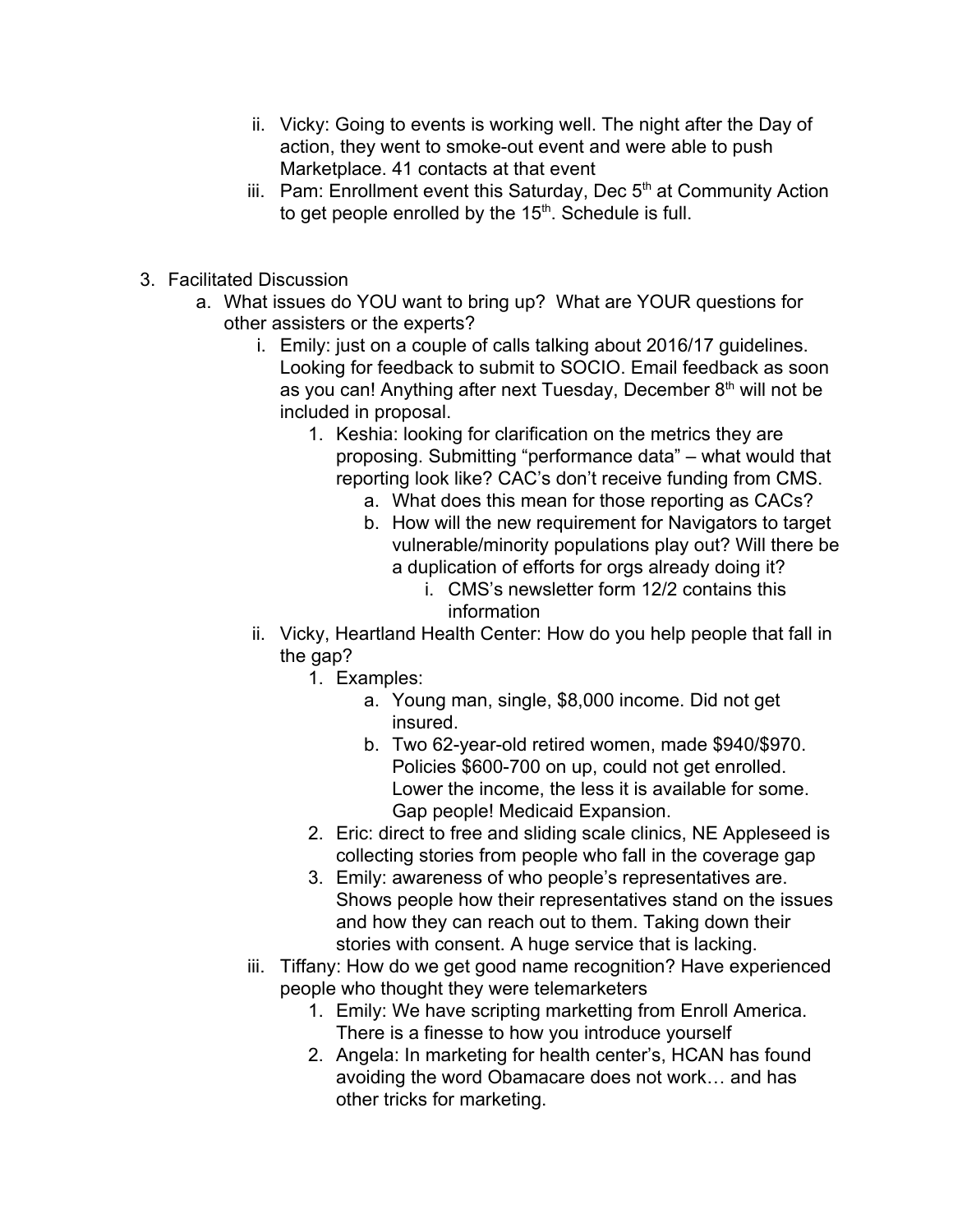ii. Vicky: Going to events is working well. The night after the Day of action, they went to smoke-out event and were able to push Marketplace. 41 contacts at that event
   iii. Pam: Enrollment event this Saturday, Dec 5th at Community Action to get people enrolled by the 15th. Schedule is full.

3. Facilitated Discussion
   a. What issues do YOU want to bring up? What are YOUR questions for other assisters or the experts?
      i. Emily: just on a couple of calls talking about 2016/17 guidelines. Looking for feedback to submit to SOCIO. Email feedback as soon as you can! Anything after next Tuesday, December 8th will not be included in proposal.
         1. Keshia: looking for clarification on the metrics they are proposing. Submitting "performance data" – what would that reporting look like? CAC's don't receive funding from CMS.
            a. What does this mean for those reporting as CACs?
            b. How will the new requirement for Navigators to target vulnerable/minority populations play out? Will there be a duplication of efforts for orgs already doing it?
               i. CMS's newsletter form 12/2 contains this information
      ii. Vicky, Heartland Health Center: How do you help people that fall in the gap?
         1. Examples:
            a. Young man, single, $8,000 income. Did not get insured.
            b. Two 62-year-old retired women, made $940/$970. Policies $600-700 on up, could not get enrolled. Lower the income, the less it is available for some. Gap people! Medicaid Expansion.
         2. Eric: direct to free and sliding scale clinics, NE Appleseed is collecting stories from people who fall in the coverage gap
         3. Emily: awareness of who people's representatives are. Shows people how their representatives stand on the issues and how they can reach out to them. Taking down their stories with consent. A huge service that is lacking.
      iii. Tiffany: How do we get good name recognition? Have experienced people who thought they were telemarketers
         1. Emily: We have scripting marketting from Enroll America. There is a finesse to how you introduce yourself
         2. Angela: In marketing for health center's, HCAN has found avoiding the word Obamacare does not work… and has other tricks for marketing.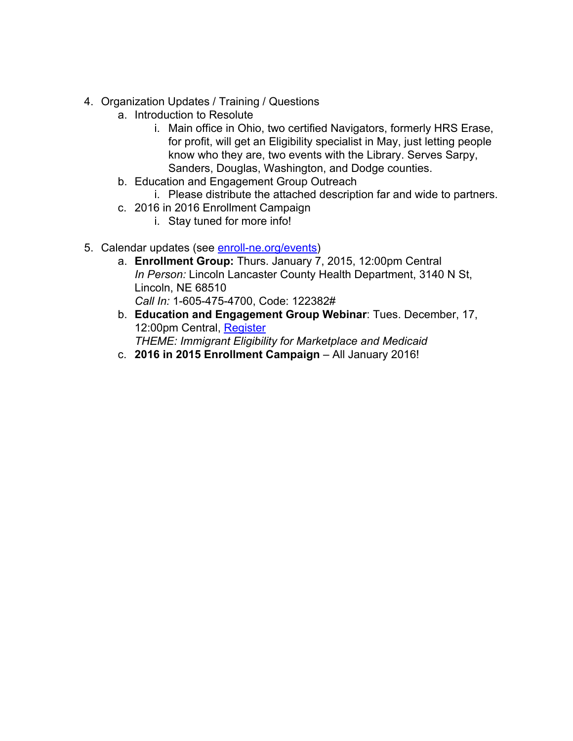4. Organization Updates / Training / Questions
    a. Introduction to Resolute
        i. Main office in Ohio, two certified Navigators, formerly HRS Erase, for profit, will get an Eligibility specialist in May, just letting people know who they are, two events with the Library. Serves Sarpy, Sanders, Douglas, Washington, and Dodge counties.
    b. Education and Engagement Group Outreach
        i. Please distribute the attached description far and wide to partners.
    c. 2016 in 2016 Enrollment Campaign
        i. Stay tuned for more info!

5. Calendar updates (see [enroll-ne.org/events](enroll-ne.org/events))
    a. **Enrollment Group:** Thurs. January 7, 2015, 12:00pm Central
    *In Person:* Lincoln Lancaster County Health Department, 3140 N St, Lincoln, NE 68510
    *Call In:* 1-605-475-4700, Code: 122382#
    b. **Education and Engagement Group Webinar**: Tues. December, 17, 12:00pm Central, Register
    *THEME: Immigrant Eligibility for Marketplace and Medicaid*
    c. **2016 in 2015 Enrollment Campaign** – All January 2016!